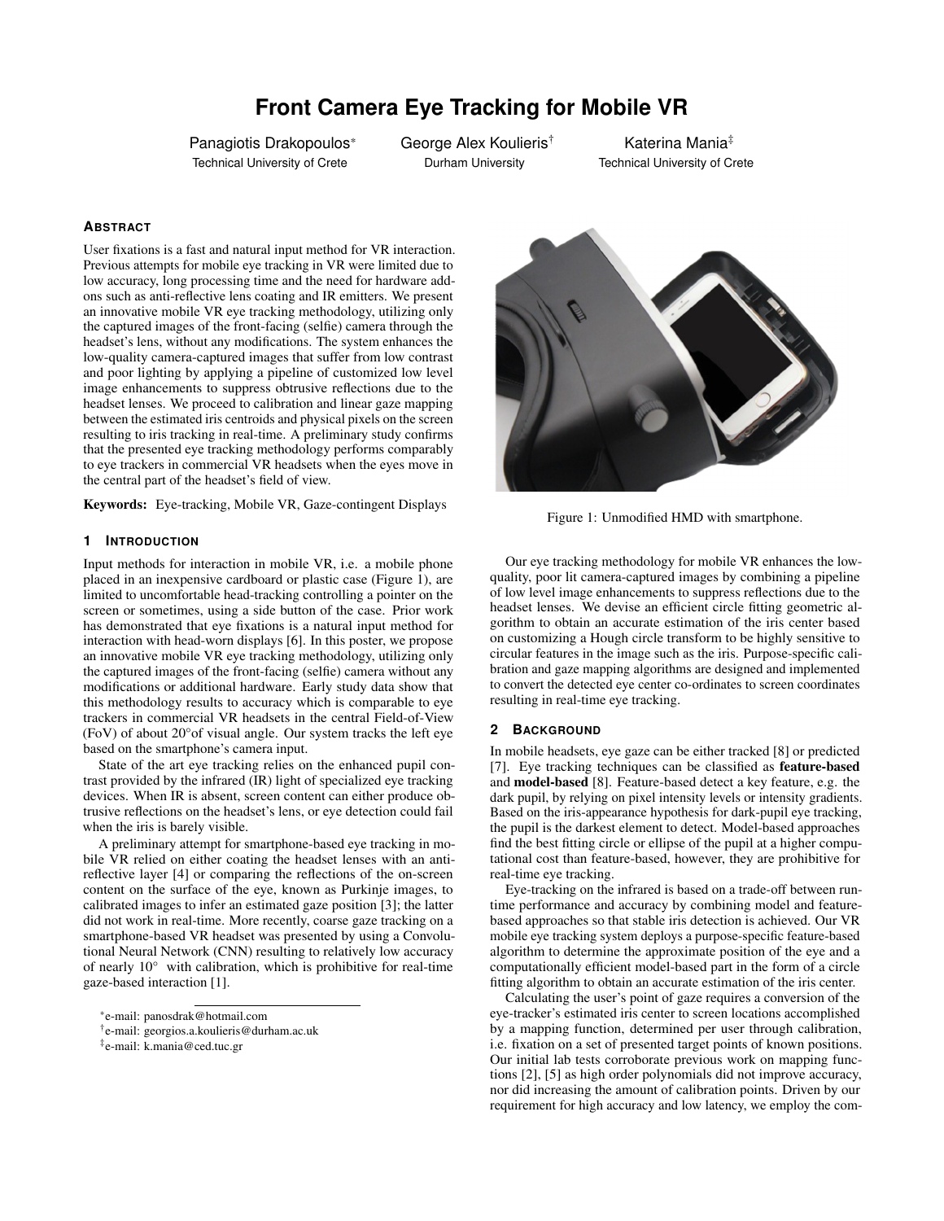# Front Camera Eye Tracking for Mobile VR

Panagiotis Drakopoulos[*]
Technical University of Crete

George Alex Koulieris[†]
Durham University

Katerina Mania[‡]
Technical University of Crete

## Abstract

User fixations is a fast and natural input method for VR interaction. Previous attempts for mobile eye tracking in VR were limited due to low accuracy, long processing time and the need for hardware add-ons such as anti-reflective lens coating and IR emitters. We present an innovative mobile VR eye tracking methodology, utilizing only the captured images of the front-facing (selfie) camera through the headset's lens, without any modifications. The system enhances the low-quality camera-captured images that suffer from low contrast and poor lighting by applying a pipeline of customized low level image enhancements to suppress obtrusive reflections due to the headset lenses. We proceed to calibration and linear gaze mapping between the estimated iris centroids and physical pixels on the screen resulting to iris tracking in real-time. A preliminary study confirms that the presented eye tracking methodology performs comparably to eye trackers in commercial VR headsets when the eyes move in the central part of the headset's field of view.

**Keywords:** Eye-tracking, Mobile VR, Gaze-contingent Displays

Figure 1: Unmodified HMD with smartphone.

## 1 Introduction

Input methods for interaction in mobile VR, i.e. a mobile phone placed in an inexpensive cardboard or plastic case (Figure 1), are limited to uncomfortable head-tracking controlling a pointer on the screen or sometimes, using a side button of the case. Prior work has demonstrated that eye fixations is a natural input method for interaction with head-worn displays [6]. In this poster, we propose an innovative mobile VR eye tracking methodology, utilizing only the captured images of the front-facing (selfie) camera without any modifications or additional hardware. Early study data show that this methodology results to accuracy which is comparable to eye trackers in commercial VR headsets in the central Field-of-View (FoV) of about 20°of visual angle. Our system tracks the left eye based on the smartphone's camera input.

State of the art eye tracking relies on the enhanced pupil contrast provided by the infrared (IR) light of specialized eye tracking devices. When IR is absent, screen content can either produce obtrusive reflections on the headset's lens, or eye detection could fail when the iris is barely visible.

A preliminary attempt for smartphone-based eye tracking in mobile VR relied on either coating the headset lenses with an anti-reflective layer [4] or comparing the reflections of the on-screen content on the surface of the eye, known as Purkinje images, to calibrated images to infer an estimated gaze position [3]; the latter did not work in real-time. More recently, coarse gaze tracking on a smartphone-based VR headset was presented by using a Convolutional Neural Network (CNN) resulting to relatively low accuracy of nearly 10° with calibration, which is prohibitive for real-time gaze-based interaction [1].

[*]e-mail: panosdrak@hotmail.com
[†]e-mail: georgios.a.koulieris@durham.ac.uk
[‡]e-mail: k.mania@ced.tuc.gr

Our eye tracking methodology for mobile VR enhances the low-quality, poor lit camera-captured images by combining a pipeline of low level image enhancements to suppress reflections due to the headset lenses. We devise an efficient circle fitting geometric algorithm to obtain an accurate estimation of the iris center based on customizing a Hough circle transform to be highly sensitive to circular features in the image such as the iris. Purpose-specific calibration and gaze mapping algorithms are designed and implemented to convert the detected eye center co-ordinates to screen coordinates resulting in real-time eye tracking.

## 2 Background

In mobile headsets, eye gaze can be either tracked [8] or predicted [7]. Eye tracking techniques can be classified as **feature-based** and **model-based** [8]. Feature-based detect a key feature, e.g. the dark pupil, by relying on pixel intensity levels or intensity gradients. Based on the iris-appearance hypothesis for dark-pupil eye tracking, the pupil is the darkest element to detect. Model-based approaches find the best fitting circle or ellipse of the pupil at a higher computational cost than feature-based, however, they are prohibitive for real-time eye tracking.

Eye-tracking on the infrared is based on a trade-off between runtime performance and accuracy by combining model and feature-based approaches so that stable iris detection is achieved. Our VR mobile eye tracking system deploys a purpose-specific feature-based algorithm to determine the approximate position of the eye and a computationally efficient model-based part in the form of a circle fitting algorithm to obtain an accurate estimation of the iris center.

Calculating the user's point of gaze requires a conversion of the eye-tracker's estimated iris center to screen locations accomplished by a mapping function, determined per user through calibration, i.e. fixation on a set of presented target points of known positions. Our initial lab tests corroborate previous work on mapping functions [2], [5] as high order polynomials did not improve accuracy, nor did increasing the amount of calibration points. Driven by our requirement for high accuracy and low latency, we employ the com-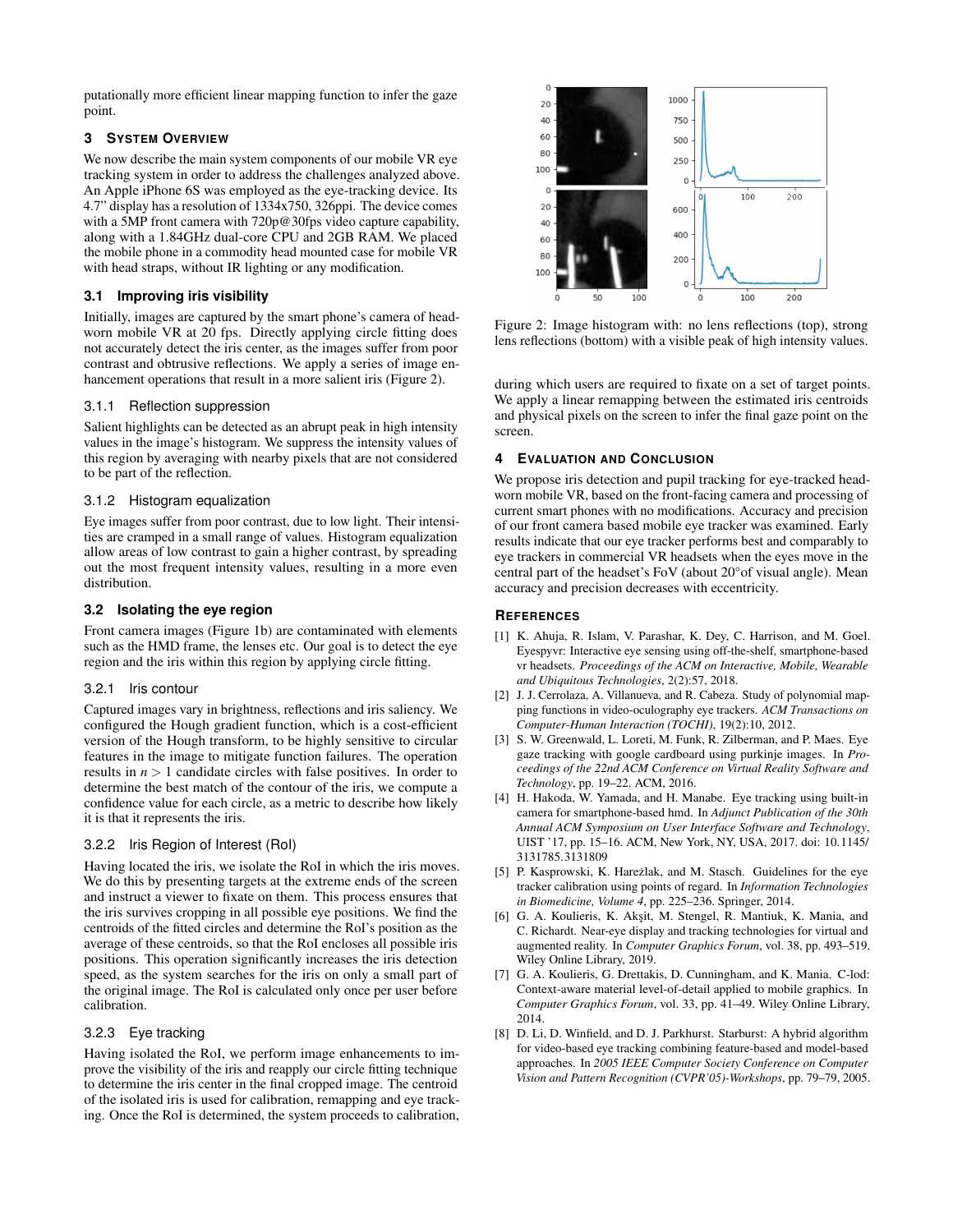putationally more efficient linear mapping function to infer the gaze point.

## 3 System Overview

We now describe the main system components of our mobile VR eye tracking system in order to address the challenges analyzed above. An Apple iPhone 6S was employed as the eye-tracking device. Its 4.7" display has a resolution of 1334x750, 326ppi. The device comes with a 5MP front camera with 720p@30fps video capture capability, along with a 1.84GHz dual-core CPU and 2GB RAM. We placed the mobile phone in a commodity head mounted case for mobile VR with head straps, without IR lighting or any modification.

### 3.1 Improving iris visibility

Initially, images are captured by the smart phone's camera of head-worn mobile VR at 20 fps. Directly applying circle fitting does not accurately detect the iris center, as the images suffer from poor contrast and obtrusive reflections. We apply a series of image enhancement operations that result in a more salient iris (Figure 2).

#### 3.1.1 Reflection suppression

Salient highlights can be detected as an abrupt peak in high intensity values in the image's histogram. We suppress the intensity values of this region by averaging with nearby pixels that are not considered to be part of the reflection.

#### 3.1.2 Histogram equalization

Eye images suffer from poor contrast, due to low light. Their intensities are cramped in a small range of values. Histogram equalization allow areas of low contrast to gain a higher contrast, by spreading out the most frequent intensity values, resulting in a more even distribution.

### 3.2 Isolating the eye region

Front camera images (Figure 1b) are contaminated with elements such as the HMD frame, the lenses etc. Our goal is to detect the eye region and the iris within this region by applying circle fitting.

#### 3.2.1 Iris contour

Captured images vary in brightness, reflections and iris saliency. We configured the Hough gradient function, which is a cost-efficient version of the Hough transform, to be highly sensitive to circular features in the image to mitigate function failures. The operation results in $n > 1$ candidate circles with false positives. In order to determine the best match of the contour of the iris, we compute a confidence value for each circle, as a metric to describe how likely it is that it represents the iris.

#### 3.2.2 Iris Region of Interest (RoI)

Having located the iris, we isolate the RoI in which the iris moves. We do this by presenting targets at the extreme ends of the screen and instruct a viewer to fixate on them. This process ensures that the iris survives cropping in all possible eye positions. We find the centroids of the fitted circles and determine the RoI's position as the average of these centroids, so that the RoI encloses all possible iris positions. This operation significantly increases the iris detection speed, as the system searches for the iris on only a small part of the original image. The RoI is calculated only once per user before calibration.

#### 3.2.3 Eye tracking

Having isolated the RoI, we perform image enhancements to improve the visibility of the iris and reapply our circle fitting technique to determine the iris center in the final cropped image. The centroid of the isolated iris is used for calibration, remapping and eye tracking. Once the RoI is determined, the system proceeds to calibration, during which users are required to fixate on a set of target points. We apply a linear remapping between the estimated iris centroids and physical pixels on the screen to infer the final gaze point on the screen.

0
20
40
60
80
100
1000
750
500
250
0
0
100
200
0
20
40
60
80
100
600
400
200
0
0
50
100
0
100
200

Figure 2: Image histogram with: no lens reflections (top), strong lens reflections (bottom) with a visible peak of high intensity values.

## 4 Evaluation and Conclusion

We propose iris detection and pupil tracking for eye-tracked head-worn mobile VR, based on the front-facing camera and processing of current smart phones with no modifications. Accuracy and precision of our front camera based mobile eye tracker was examined. Early results indicate that our eye tracker performs best and comparably to eye trackers in commercial VR headsets when the eyes move in the central part of the headset's FoV (about 20°of visual angle). Mean accuracy and precision decreases with eccentricity.

## References

[1] K. Ahuja, R. Islam, V. Parashar, K. Dey, C. Harrison, and M. Goel. Eyespyvr: Interactive eye sensing using off-the-shelf, smartphone-based vr headsets. *Proceedings of the ACM on Interactive, Mobile, Wearable and Ubiquitous Technologies*, 2(2):57, 2018.

[2] J. J. Cerrolaza, A. Villanueva, and R. Cabeza. Study of polynomial mapping functions in video-oculography eye trackers. *ACM Transactions on Computer-Human Interaction (TOCHI)*, 19(2):10, 2012.

[3] S. W. Greenwald, L. Loreti, M. Funk, R. Zilberman, and P. Maes. Eye gaze tracking with google cardboard using purkinje images. In *Proceedings of the 22nd ACM Conference on Virtual Reality Software and Technology*, pp. 19–22. ACM, 2016.

[4] H. Hakoda, W. Yamada, and H. Manabe. Eye tracking using built-in camera for smartphone-based hmd. In *Adjunct Publication of the 30th Annual ACM Symposium on User Interface Software and Technology*, UIST '17, pp. 15–16. ACM, New York, NY, USA, 2017. doi: 10.1145/3131785.3131809

[5] P. Kasprowski, K. Harężlak, and M. Stasch. Guidelines for the eye tracker calibration using points of regard. In *Information Technologies in Biomedicine, Volume 4*, pp. 225–236. Springer, 2014.

[6] G. A. Koulieris, K. Akşit, M. Stengel, R. Mantiuk, K. Mania, and C. Richardt. Near-eye display and tracking technologies for virtual and augmented reality. In *Computer Graphics Forum*, vol. 38, pp. 493–519. Wiley Online Library, 2019.

[7] G. A. Koulieris, G. Drettakis, D. Cunningham, and K. Mania. C-lod: Context-aware material level-of-detail applied to mobile graphics. In *Computer Graphics Forum*, vol. 33, pp. 41–49. Wiley Online Library, 2014.

[8] D. Li, D. Winfield, and D. J. Parkhurst. Starburst: A hybrid algorithm for video-based eye tracking combining feature-based and model-based approaches. In *2005 IEEE Computer Society Conference on Computer Vision and Pattern Recognition (CVPR'05)-Workshops*, pp. 79–79, 2005.